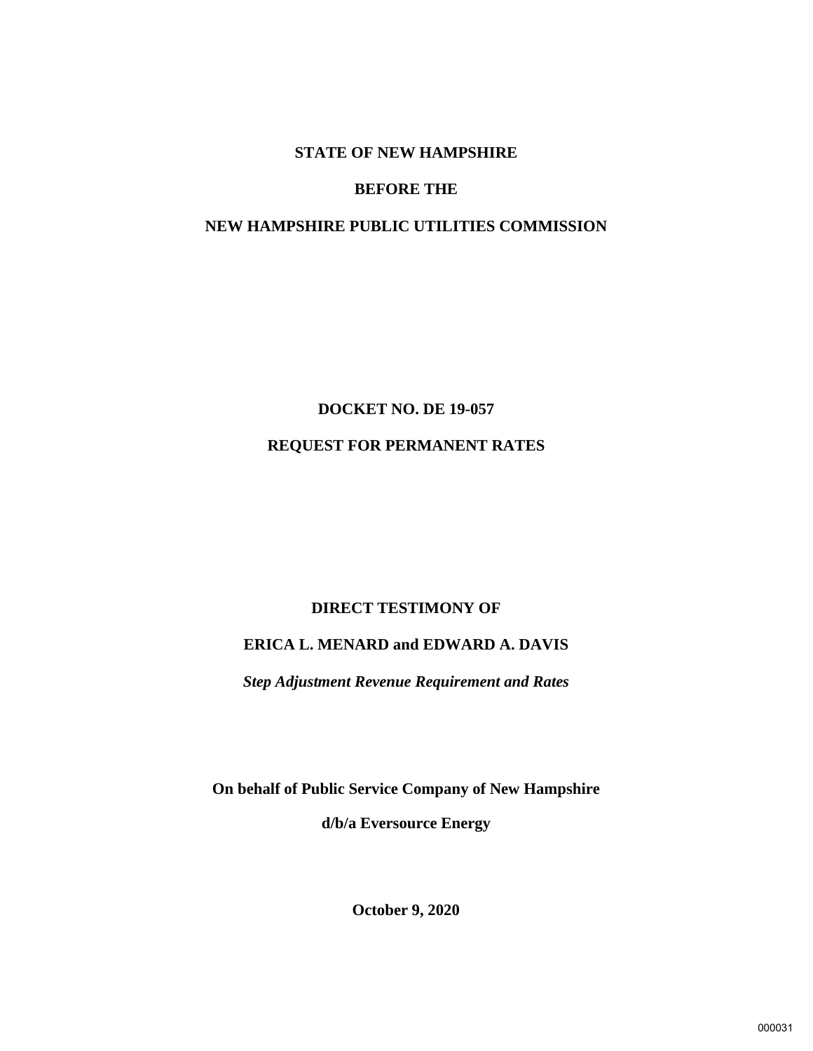**STATE OF NEW HAMPSHIRE**

**BEFORE THE**

**NEW HAMPSHIRE PUBLIC UTILITIES COMMISSION**

**DOCKET NO. DE 19-057**

**REQUEST FOR PERMANENT RATES**

**DIRECT TESTIMONY OF**

**ERICA L. MENARD and EDWARD A. DAVIS**

***Step Adjustment Revenue Requirement and Rates***

**On behalf of Public Service Company of New Hampshire**

**d/b/a Eversource Energy**

**October 9, 2020**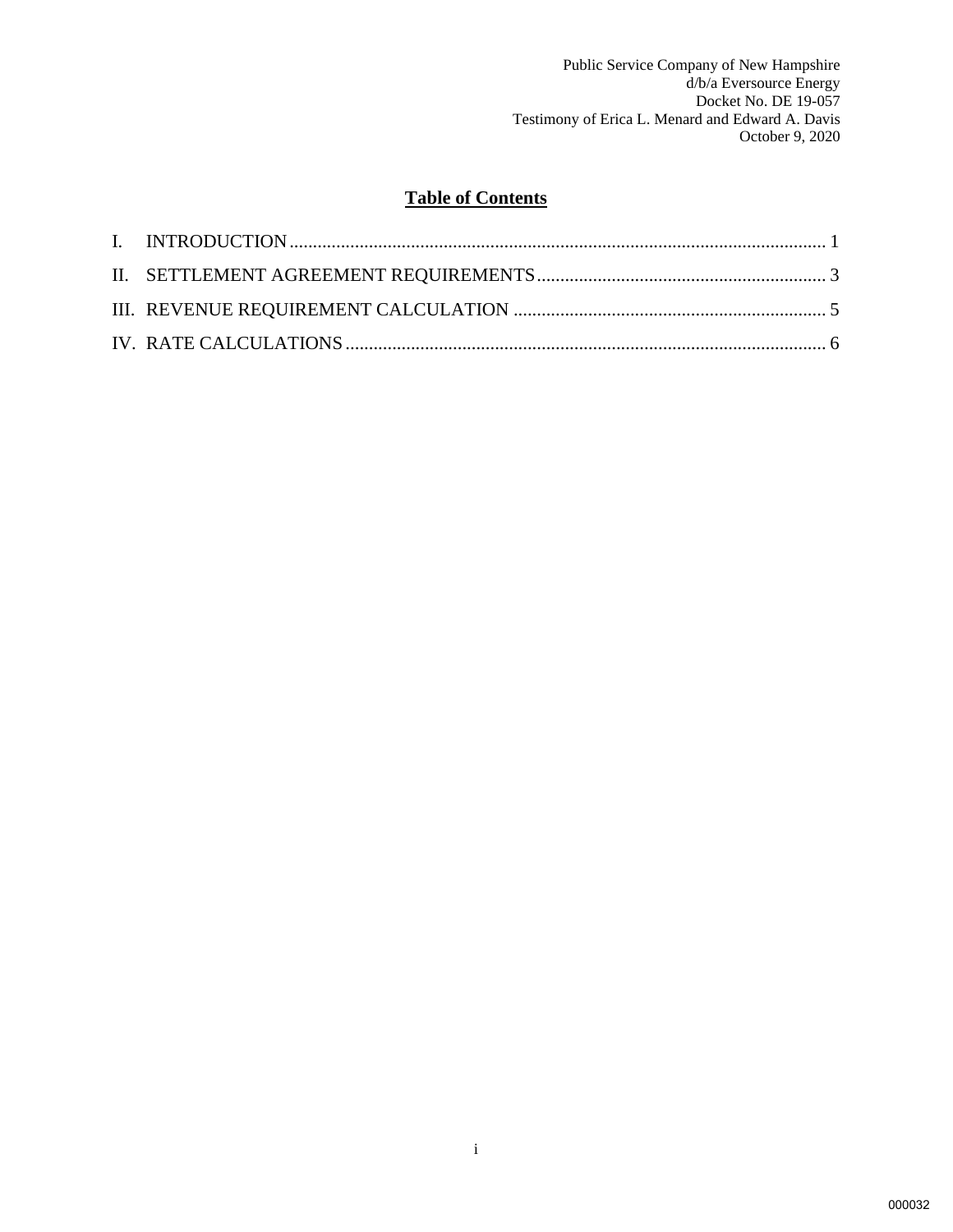Public Service Company of New Hampshire
d/b/a Eversource Energy
Docket No. DE 19-057
Testimony of Erica L. Menard and Edward A. Davis
October 9, 2020

## Table of Contents

I. INTRODUCTION .......... 1

II. SETTLEMENT AGREEMENT REQUIREMENTS .......... 3

III. REVENUE REQUIREMENT CALCULATION .......... 5

IV. RATE CALCULATIONS .......... 6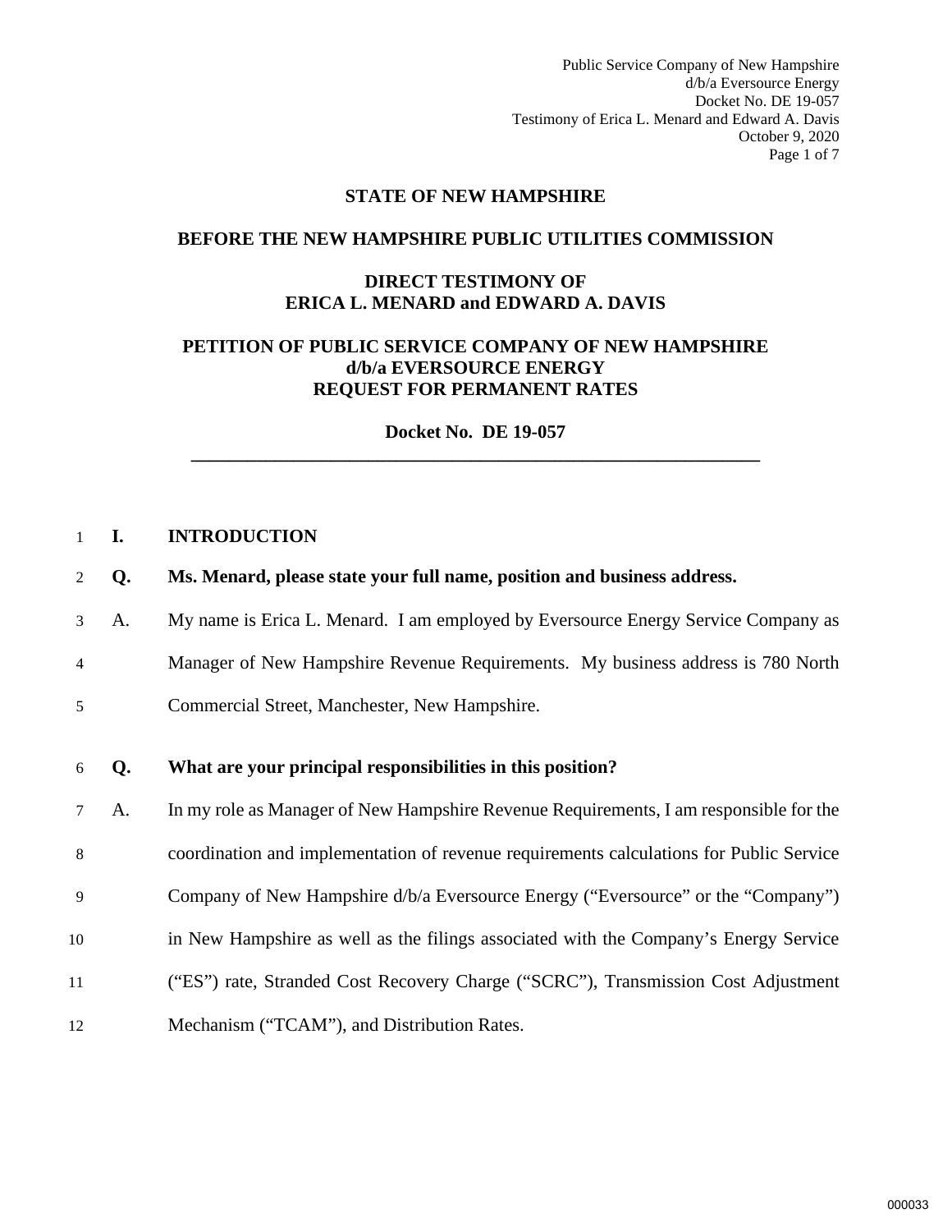**STATE OF NEW HAMPSHIRE**

**BEFORE THE NEW HAMPSHIRE PUBLIC UTILITIES COMMISSION**

**DIRECT TESTIMONY OF**
**ERICA L. MENARD and EDWARD A. DAVIS**

**PETITION OF PUBLIC SERVICE COMPANY OF NEW HAMPSHIRE**
**d/b/a EVERSOURCE ENERGY**
**REQUEST FOR PERMANENT RATES**

**Docket No. DE 19-057**

---

## I. INTRODUCTION

**Q. Ms. Menard, please state your full name, position and business address.**

A. My name is Erica L. Menard. I am employed by Eversource Energy Service Company as Manager of New Hampshire Revenue Requirements. My business address is 780 North Commercial Street, Manchester, New Hampshire.

**Q. What are your principal responsibilities in this position?**

A. In my role as Manager of New Hampshire Revenue Requirements, I am responsible for the coordination and implementation of revenue requirements calculations for Public Service Company of New Hampshire d/b/a Eversource Energy ("Eversource" or the "Company") in New Hampshire as well as the filings associated with the Company's Energy Service ("ES") rate, Stranded Cost Recovery Charge ("SCRC"), Transmission Cost Adjustment Mechanism ("TCAM"), and Distribution Rates.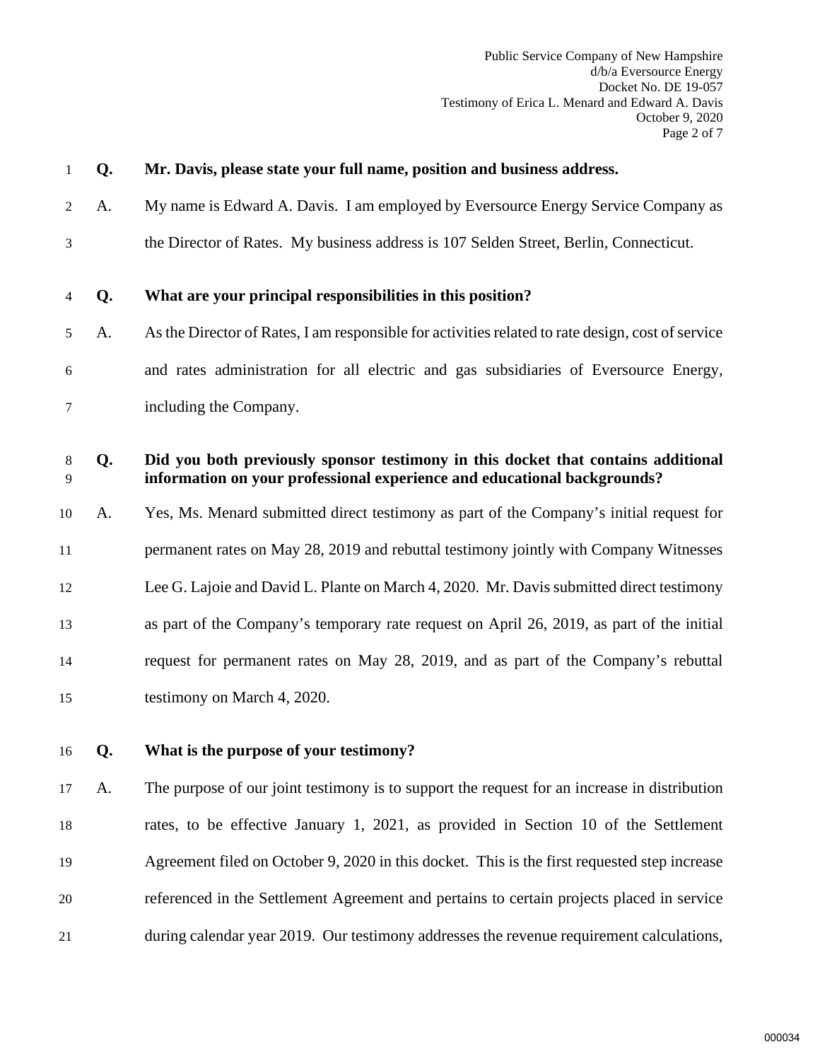**Q. Mr. Davis, please state your full name, position and business address.**

A. My name is Edward A. Davis. I am employed by Eversource Energy Service Company as the Director of Rates. My business address is 107 Selden Street, Berlin, Connecticut.

**Q. What are your principal responsibilities in this position?**

A. As the Director of Rates, I am responsible for activities related to rate design, cost of service and rates administration for all electric and gas subsidiaries of Eversource Energy, including the Company.

**Q. Did you both previously sponsor testimony in this docket that contains additional information on your professional experience and educational backgrounds?**

A. Yes, Ms. Menard submitted direct testimony as part of the Company's initial request for permanent rates on May 28, 2019 and rebuttal testimony jointly with Company Witnesses Lee G. Lajoie and David L. Plante on March 4, 2020. Mr. Davis submitted direct testimony as part of the Company's temporary rate request on April 26, 2019, as part of the initial request for permanent rates on May 28, 2019, and as part of the Company's rebuttal testimony on March 4, 2020.

**Q. What is the purpose of your testimony?**

A. The purpose of our joint testimony is to support the request for an increase in distribution rates, to be effective January 1, 2021, as provided in Section 10 of the Settlement Agreement filed on October 9, 2020 in this docket. This is the first requested step increase referenced in the Settlement Agreement and pertains to certain projects placed in service during calendar year 2019. Our testimony addresses the revenue requirement calculations,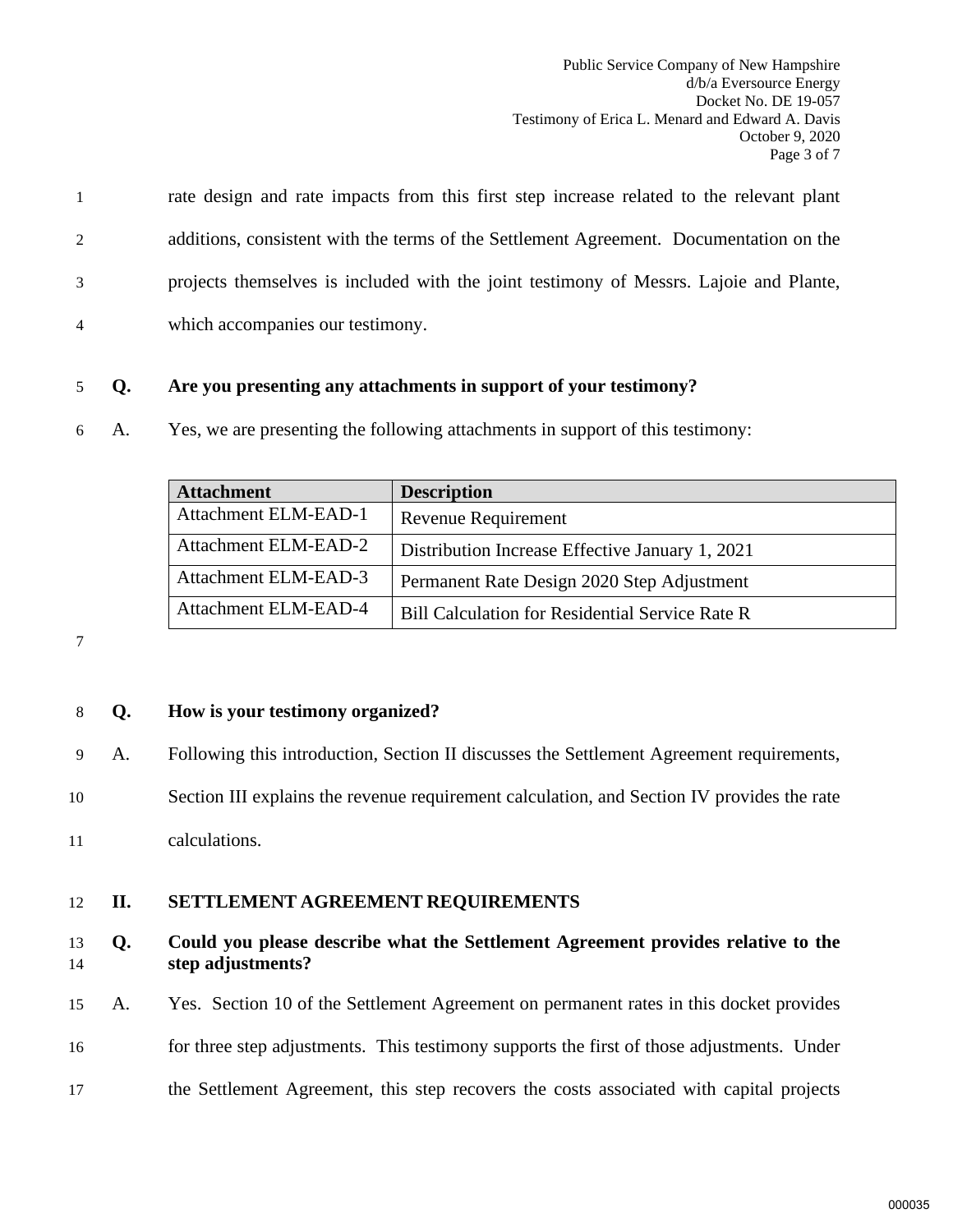rate design and rate impacts from this first step increase related to the relevant plant additions, consistent with the terms of the Settlement Agreement. Documentation on the projects themselves is included with the joint testimony of Messrs. Lajoie and Plante, which accompanies our testimony.

**Q. Are you presenting any attachments in support of your testimony?**

A. Yes, we are presenting the following attachments in support of this testimony:

| Attachment | Description |
|---|---|
| Attachment ELM-EAD-1 | Revenue Requirement |
| Attachment ELM-EAD-2 | Distribution Increase Effective January 1, 2021 |
| Attachment ELM-EAD-3 | Permanent Rate Design 2020 Step Adjustment |
| Attachment ELM-EAD-4 | Bill Calculation for Residential Service Rate R |

**Q. How is your testimony organized?**

A. Following this introduction, Section II discusses the Settlement Agreement requirements, Section III explains the revenue requirement calculation, and Section IV provides the rate calculations.

## II. SETTLEMENT AGREEMENT REQUIREMENTS

**Q. Could you please describe what the Settlement Agreement provides relative to the step adjustments?**

A. Yes. Section 10 of the Settlement Agreement on permanent rates in this docket provides for three step adjustments. This testimony supports the first of those adjustments. Under the Settlement Agreement, this step recovers the costs associated with capital projects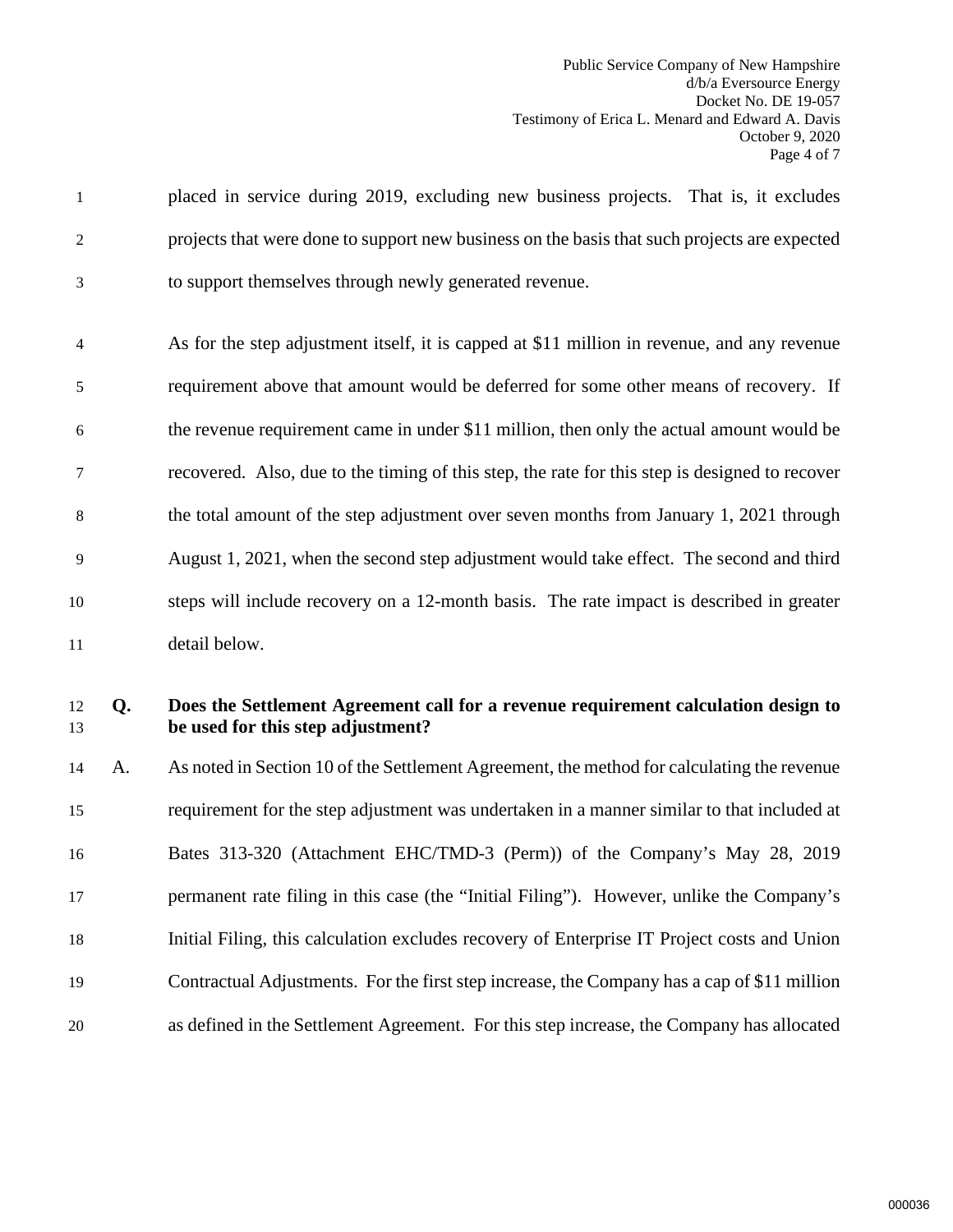placed in service during 2019, excluding new business projects. That is, it excludes projects that were done to support new business on the basis that such projects are expected to support themselves through newly generated revenue.

As for the step adjustment itself, it is capped at $11 million in revenue, and any revenue requirement above that amount would be deferred for some other means of recovery. If the revenue requirement came in under $11 million, then only the actual amount would be recovered. Also, due to the timing of this step, the rate for this step is designed to recover the total amount of the step adjustment over seven months from January 1, 2021 through August 1, 2021, when the second step adjustment would take effect. The second and third steps will include recovery on a 12-month basis. The rate impact is described in greater detail below.

**Q. Does the Settlement Agreement call for a revenue requirement calculation design to be used for this step adjustment?**

A. As noted in Section 10 of the Settlement Agreement, the method for calculating the revenue requirement for the step adjustment was undertaken in a manner similar to that included at Bates 313-320 (Attachment EHC/TMD-3 (Perm)) of the Company's May 28, 2019 permanent rate filing in this case (the "Initial Filing"). However, unlike the Company's Initial Filing, this calculation excludes recovery of Enterprise IT Project costs and Union Contractual Adjustments. For the first step increase, the Company has a cap of $11 million as defined in the Settlement Agreement. For this step increase, the Company has allocated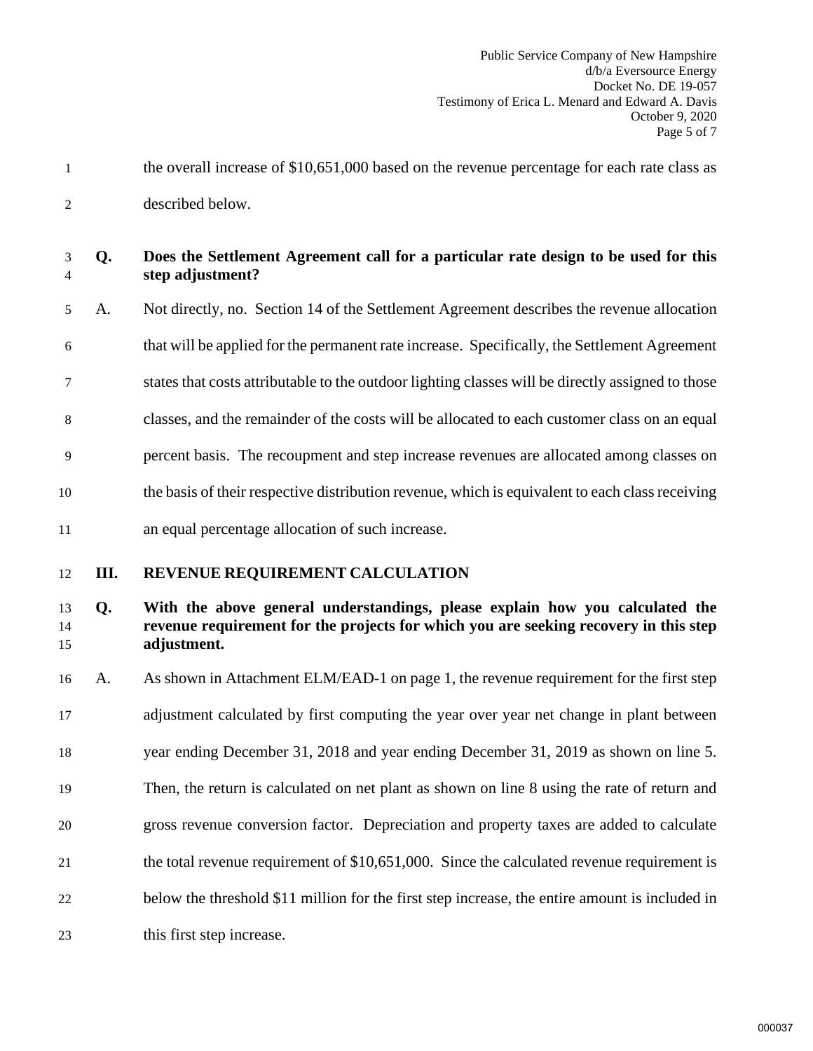the overall increase of $10,651,000 based on the revenue percentage for each rate class as described below.

**Q. Does the Settlement Agreement call for a particular rate design to be used for this step adjustment?**

A. Not directly, no. Section 14 of the Settlement Agreement describes the revenue allocation that will be applied for the permanent rate increase. Specifically, the Settlement Agreement states that costs attributable to the outdoor lighting classes will be directly assigned to those classes, and the remainder of the costs will be allocated to each customer class on an equal percent basis. The recoupment and step increase revenues are allocated among classes on the basis of their respective distribution revenue, which is equivalent to each class receiving an equal percentage allocation of such increase.

## III. REVENUE REQUIREMENT CALCULATION

**Q. With the above general understandings, please explain how you calculated the revenue requirement for the projects for which you are seeking recovery in this step adjustment.**

A. As shown in Attachment ELM/EAD-1 on page 1, the revenue requirement for the first step adjustment calculated by first computing the year over year net change in plant between year ending December 31, 2018 and year ending December 31, 2019 as shown on line 5. Then, the return is calculated on net plant as shown on line 8 using the rate of return and gross revenue conversion factor. Depreciation and property taxes are added to calculate the total revenue requirement of $10,651,000. Since the calculated revenue requirement is below the threshold $11 million for the first step increase, the entire amount is included in this first step increase.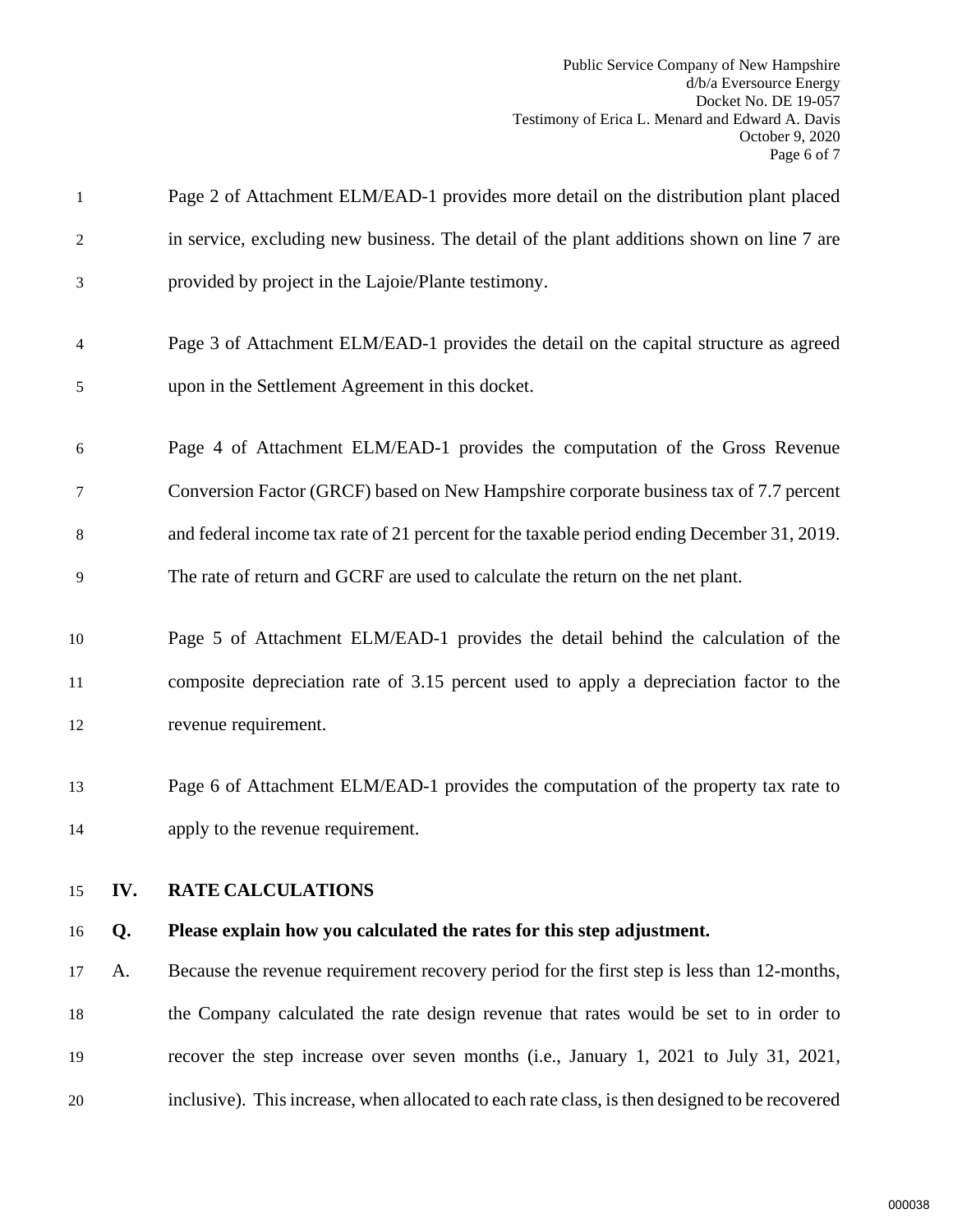Page 2 of Attachment ELM/EAD-1 provides more detail on the distribution plant placed in service, excluding new business. The detail of the plant additions shown on line 7 are provided by project in the Lajoie/Plante testimony.

Page 3 of Attachment ELM/EAD-1 provides the detail on the capital structure as agreed upon in the Settlement Agreement in this docket.

Page 4 of Attachment ELM/EAD-1 provides the computation of the Gross Revenue Conversion Factor (GRCF) based on New Hampshire corporate business tax of 7.7 percent and federal income tax rate of 21 percent for the taxable period ending December 31, 2019. The rate of return and GCRF are used to calculate the return on the net plant.

Page 5 of Attachment ELM/EAD-1 provides the detail behind the calculation of the composite depreciation rate of 3.15 percent used to apply a depreciation factor to the revenue requirement.

Page 6 of Attachment ELM/EAD-1 provides the computation of the property tax rate to apply to the revenue requirement.

## IV. RATE CALCULATIONS

**Q. Please explain how you calculated the rates for this step adjustment.**

A. Because the revenue requirement recovery period for the first step is less than 12-months, the Company calculated the rate design revenue that rates would be set to in order to recover the step increase over seven months (i.e., January 1, 2021 to July 31, 2021, inclusive). This increase, when allocated to each rate class, is then designed to be recovered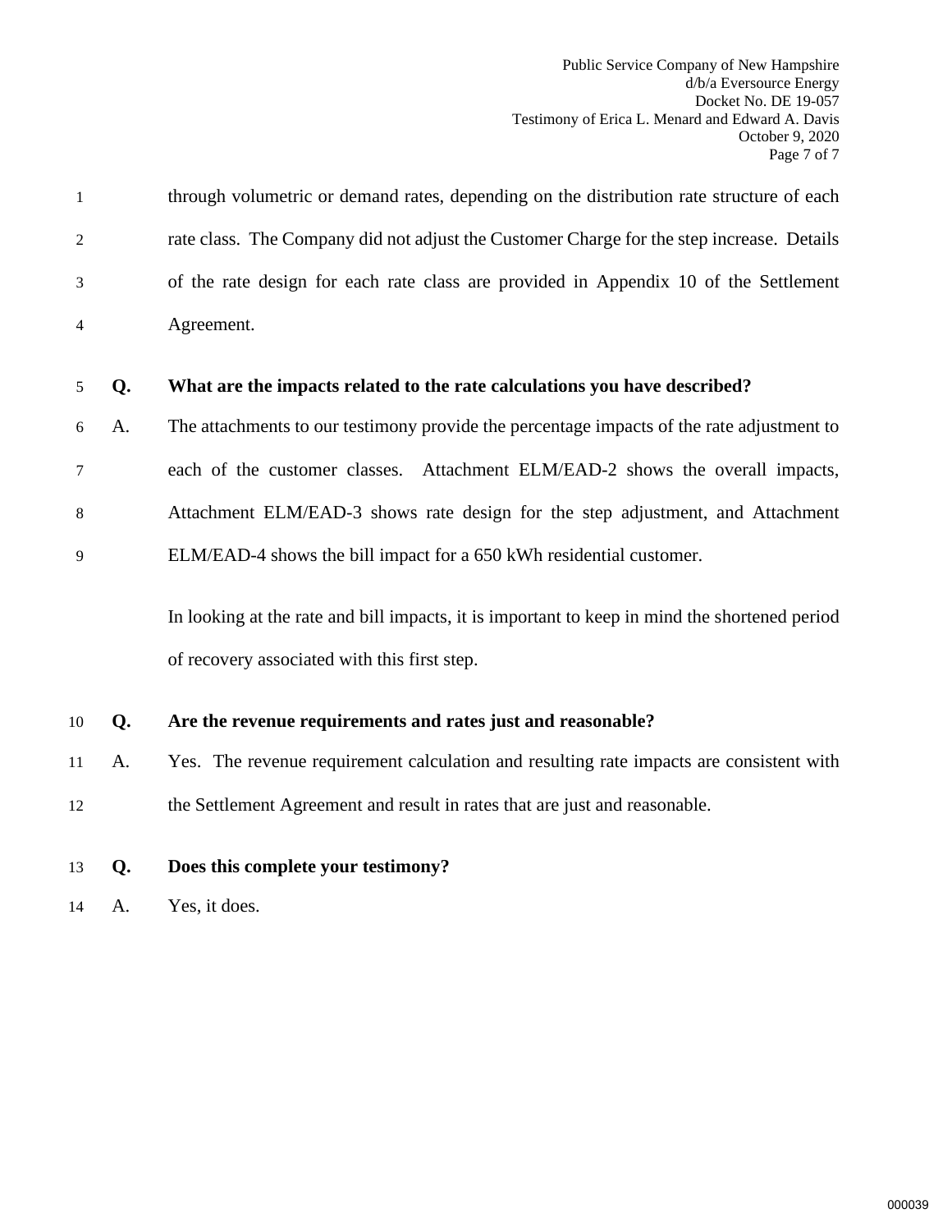through volumetric or demand rates, depending on the distribution rate structure of each rate class. The Company did not adjust the Customer Charge for the step increase. Details of the rate design for each rate class are provided in Appendix 10 of the Settlement Agreement.

**Q. What are the impacts related to the rate calculations you have described?**

A. The attachments to our testimony provide the percentage impacts of the rate adjustment to each of the customer classes. Attachment ELM/EAD-2 shows the overall impacts, Attachment ELM/EAD-3 shows rate design for the step adjustment, and Attachment ELM/EAD-4 shows the bill impact for a 650 kWh residential customer.

In looking at the rate and bill impacts, it is important to keep in mind the shortened period of recovery associated with this first step.

**Q. Are the revenue requirements and rates just and reasonable?**

A. Yes. The revenue requirement calculation and resulting rate impacts are consistent with the Settlement Agreement and result in rates that are just and reasonable.

**Q. Does this complete your testimony?**

A. Yes, it does.